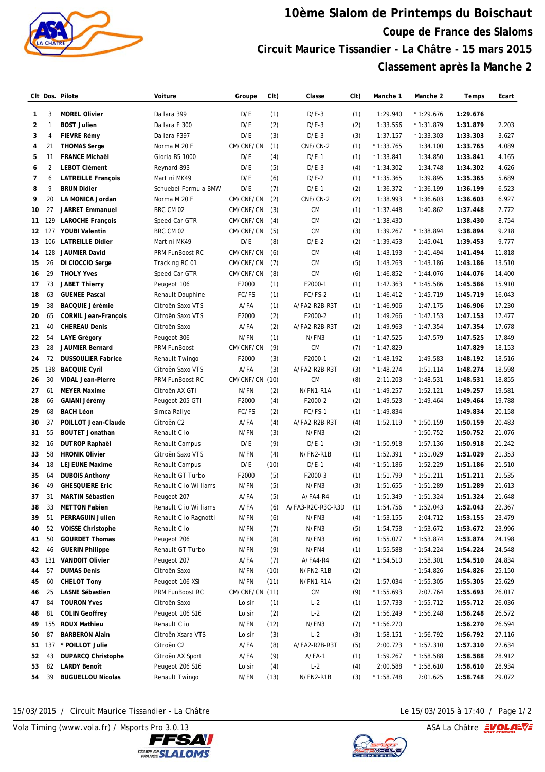# 10ème Slalom de Printemps du Boischaut

## Coupe de France des Slaloms

## Circuit Maurice Tissandier - La Châtre - 15 mars 2015

## Classement après la Manche 2

| Clt | Dos. | Pilote | Voiture | Groupe | Clt) | Classe | Clt) | Manche 1 | Manche 2 | Temps | Ecart |
|---|---|---|---|---|---|---|---|---|---|---|---|
| 1 | 3 | MOREL Olivier | Dallara 399 | D/E | (1) | D/E-3 | (1) | 1:29.940 | *1:29.676 | 1:29.676 | |
| 2 | 1 | BOST Julien | Dallara F 300 | D/E | (2) | D/E-3 | (2) | 1:33.556 | *1:31.879 | 1:31.879 | 2.203 |
| 3 | 4 | FIEVRE Rémy | Dallara F397 | D/E | (3) | D/E-3 | (3) | 1:37.157 | *1:33.303 | 1:33.303 | 3.627 |
| 4 | 21 | THOMAS Serge | Norma M 20 F | CM/CNF/CN | (1) | CNF/CN-2 | (1) | *1:33.765 | 1:34.100 | 1:33.765 | 4.089 |
| 5 | 11 | FRANCE Michaël | Gloria B5 1000 | D/E | (4) | D/E-1 | (1) | *1:33.841 | 1:34.850 | 1:33.841 | 4.165 |
| 6 | 2 | LEBOT Clément | Reynard 893 | D/E | (5) | D/E-3 | (4) | *1:34.302 | 1:34.748 | 1:34.302 | 4.626 |
| 7 | 6 | LATREILLE François | Martini MK49 | D/E | (6) | D/E-2 | (1) | *1:35.365 | 1:39.895 | 1:35.365 | 5.689 |
| 8 | 9 | BRUN Didier | Schuebel Formula BMW | D/E | (7) | D/E-1 | (2) | 1:36.372 | *1:36.199 | 1:36.199 | 6.523 |
| 9 | 20 | LA MONICA Jordan | Norma M 20 F | CM/CNF/CN | (2) | CNF/CN-2 | (2) | 1:38.993 | *1:36.603 | 1:36.603 | 6.927 |
| 10 | 27 | JARRET Emmanuel | BRC CM 02 | CM/CNF/CN | (3) | CM | (1) | *1:37.448 | 1:40.862 | 1:37.448 | 7.772 |
| 11 | 129 | LAROCHE François | Speed Car GTR | CM/CNF/CN | (4) | CM | (2) | *1:38.430 | | 1:38.430 | 8.754 |
| 12 | 127 | YOUBI Valentin | BRC CM 02 | CM/CNF/CN | (5) | CM | (3) | 1:39.267 | *1:38.894 | 1:38.894 | 9.218 |
| 13 | 106 | LATREILLE Didier | Martini MK49 | D/E | (8) | D/E-2 | (2) | *1:39.453 | 1:45.041 | 1:39.453 | 9.777 |
| 14 | 128 | JAUMIER David | PRM FunBoost RC | CM/CNF/CN | (6) | CM | (4) | 1:43.193 | *1:41.494 | 1:41.494 | 11.818 |
| 15 | 26 | DI CIOCCIO Serge | Tracking RC 01 | CM/CNF/CN | (7) | CM | (5) | 1:43.263 | *1:43.186 | 1:43.186 | 13.510 |
| 16 | 29 | THOLY Yves | Speed Car GTR | CM/CNF/CN | (8) | CM | (6) | 1:46.852 | *1:44.076 | 1:44.076 | 14.400 |
| 17 | 73 | JABET Thierry | Peugeot 106 | F2000 | (1) | F2000-1 | (1) | 1:47.363 | *1:45.586 | 1:45.586 | 15.910 |
| 18 | 63 | GUENEE Pascal | Renault Dauphine | FC/FS | (1) | FC/FS-2 | (1) | 1:46.412 | *1:45.719 | 1:45.719 | 16.043 |
| 19 | 38 | BACQUIE Jérémie | Citroën Saxo VTS | A/FA | (1) | A/FA2-R2B-R3T | (1) | *1:46.906 | 1:47.175 | 1:46.906 | 17.230 |
| 20 | 65 | CORNIL Jean-François | Citroën Saxo VTS | F2000 | (2) | F2000-2 | (1) | 1:49.266 | *1:47.153 | 1:47.153 | 17.477 |
| 21 | 40 | CHEREAU Denis | Citroën Saxo | A/FA | (2) | A/FA2-R2B-R3T | (2) | 1:49.963 | *1:47.354 | 1:47.354 | 17.678 |
| 22 | 54 | LAYE Grégory | Peugeot 306 | N/FN | (1) | N/FN3 | (1) | *1:47.525 | 1:47.579 | 1:47.525 | 17.849 |
| 23 | 28 | JAUMIER Bernard | PRM FunBoost | CM/CNF/CN | (9) | CM | (7) | *1:47.829 | | 1:47.829 | 18.153 |
| 24 | 72 | DUSSOULIER Fabrice | Renault Twingo | F2000 | (3) | F2000-1 | (2) | *1:48.192 | 1:49.583 | 1:48.192 | 18.516 |
| 25 | 138 | BACQUIE Cyril | Citroën Saxo VTS | A/FA | (3) | A/FA2-R2B-R3T | (3) | *1:48.274 | 1:51.114 | 1:48.274 | 18.598 |
| 26 | 30 | VIDAL Jean-Pierre | PRM FunBoost RC | CM/CNF/CN | (10) | CM | (8) | 2:11.203 | *1:48.531 | 1:48.531 | 18.855 |
| 27 | 61 | MEYER Maxime | Citroën AX GTI | N/FN | (2) | N/FN1-R1A | (1) | *1:49.257 | 1:52.121 | 1:49.257 | 19.581 |
| 28 | 66 | GAIANI Jérémy | Peugeot 205 GTI | F2000 | (4) | F2000-2 | (2) | 1:49.523 | *1:49.464 | 1:49.464 | 19.788 |
| 29 | 68 | BACH Léon | Simca Rallye | FC/FS | (2) | FC/FS-1 | (1) | *1:49.834 | | 1:49.834 | 20.158 |
| 30 | 37 | POILLOT Jean-Claude | Citroën C2 | A/FA | (4) | A/FA2-R2B-R3T | (4) | 1:52.119 | *1:50.159 | 1:50.159 | 20.483 |
| 31 | 55 | BOUTET Jonathan | Renault Clio | N/FN | (3) | N/FN3 | (2) | | *1:50.752 | 1:50.752 | 21.076 |
| 32 | 16 | DUTROP Raphaël | Renault Campus | D/E | (9) | D/E-1 | (3) | *1:50.918 | 1:57.136 | 1:50.918 | 21.242 |
| 33 | 58 | HRONIK Olivier | Citroën Saxo VTS | N/FN | (4) | N/FN2-R1B | (1) | 1:52.391 | *1:51.029 | 1:51.029 | 21.353 |
| 34 | 18 | LEJEUNE Maxime | Renault Campus | D/E | (10) | D/E-1 | (4) | *1:51.186 | 1:52.229 | 1:51.186 | 21.510 |
| 35 | 64 | DUBOIS Anthony | Renault GT Turbo | F2000 | (5) | F2000-3 | (1) | 1:51.799 | *1:51.211 | 1:51.211 | 21.535 |
| 36 | 49 | GHESQUIERE Eric | Renault Clio Williams | N/FN | (5) | N/FN3 | (3) | 1:51.655 | *1:51.289 | 1:51.289 | 21.613 |
| 37 | 31 | MARTIN Sébastien | Peugeot 207 | A/FA | (5) | A/FA4-R4 | (1) | 1:51.349 | *1:51.324 | 1:51.324 | 21.648 |
| 38 | 33 | METTON Fabien | Renault Clio Williams | A/FA | (6) | A/FA3-R2C-R3C-R3D | (1) | 1:54.756 | *1:52.043 | 1:52.043 | 22.367 |
| 39 | 51 | PERRAGUIN Julien | Renault Clio Ragnotti | N/FN | (6) | N/FN3 | (4) | *1:53.155 | 2:04.712 | 1:53.155 | 23.479 |
| 40 | 52 | VOISSE Christophe | Renault Clio | N/FN | (7) | N/FN3 | (5) | 1:54.758 | *1:53.672 | 1:53.672 | 23.996 |
| 41 | 50 | GOURDET Thomas | Peugeot 206 | N/FN | (8) | N/FN3 | (6) | 1:55.077 | *1:53.874 | 1:53.874 | 24.198 |
| 42 | 46 | GUERIN Philippe | Renault GT Turbo | N/FN | (9) | N/FN4 | (1) | 1:55.588 | *1:54.224 | 1:54.224 | 24.548 |
| 43 | 131 | VANDOIT Olivier | Peugeot 207 | A/FA | (7) | A/FA4-R4 | (2) | *1:54.510 | 1:58.301 | 1:54.510 | 24.834 |
| 44 | 57 | DUMAS Denis | Citroën Saxo | N/FN | (10) | N/FN2-R1B | (2) | | *1:54.826 | 1:54.826 | 25.150 |
| 45 | 60 | CHELOT Tony | Peugeot 106 XSI | N/FN | (11) | N/FN1-R1A | (2) | 1:57.034 | *1:55.305 | 1:55.305 | 25.629 |
| 46 | 25 | LASNE Sébastien | PRM FunBoost RC | CM/CNF/CN | (11) | CM | (9) | *1:55.693 | 2:07.764 | 1:55.693 | 26.017 |
| 47 | 84 | TOURON Yves | Citroën Saxo | Loisir | (1) | L-2 | (1) | 1:57.733 | *1:55.712 | 1:55.712 | 26.036 |
| 48 | 81 | COLIN Geoffrey | Peugeot 106 S16 | Loisir | (2) | L-2 | (2) | 1:56.249 | *1:56.248 | 1:56.248 | 26.572 |
| 49 | 155 | ROUX Mathieu | Renault Clio | N/FN | (12) | N/FN3 | (7) | *1:56.270 | | 1:56.270 | 26.594 |
| 50 | 87 | BARBERON Alain | Citroën Xsara VTS | Loisir | (3) | L-2 | (3) | 1:58.151 | *1:56.792 | 1:56.792 | 27.116 |
| 51 | 137 | * POILLOT Julie | Citroën C2 | A/FA | (8) | A/FA2-R2B-R3T | (5) | 2:00.723 | *1:57.310 | 1:57.310 | 27.634 |
| 52 | 43 | DUPARCQ Christophe | Citroën AX Sport | A/FA | (9) | A/FA-1 | (1) | 1:59.267 | *1:58.588 | 1:58.588 | 28.912 |
| 53 | 82 | LARDY Benoît | Peugeot 206 S16 | Loisir | (4) | L-2 | (4) | 2:00.588 | *1:58.610 | 1:58.610 | 28.934 |
| 54 | 39 | BUGUELLOU Nicolas | Renault Twingo | N/FN | (13) | N/FN2-R1B | (3) | *1:58.748 | 2:01.625 | 1:58.748 | 29.072 |

15/03/2015 / Circuit Maurice Tissandier - La Châtre — Le 15/03/2015 à 17:40

Vola Timing (www.vola.fr) / Msports Pro 3.0.13 — ASA La Châtre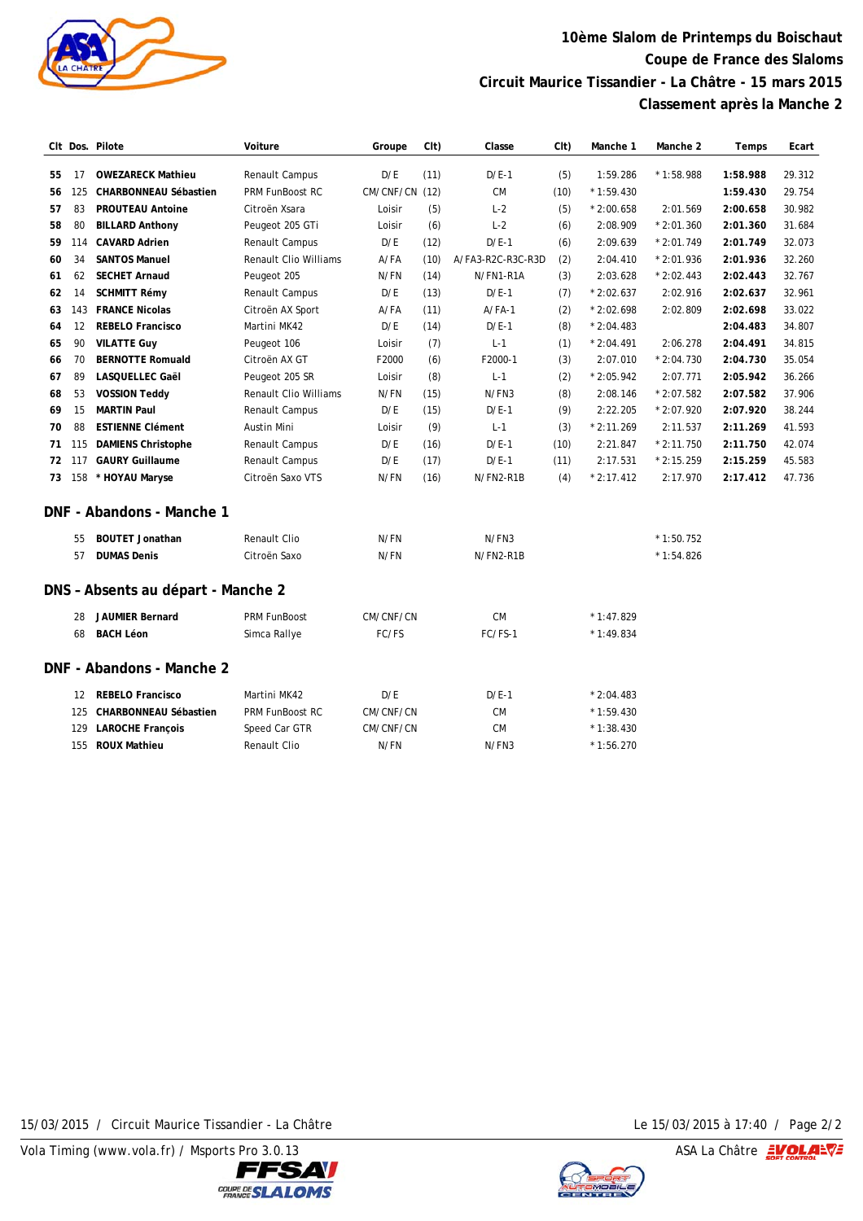# 10ème Slalom de Printemps du Boischaut

## Coupe de France des Slaloms

## Circuit Maurice Tissandier - La Châtre - 15 mars 2015

## Classement après la Manche 2

| Clt | Dos. | Pilote | Voiture | Groupe | Clt) | Classe | Clt) | Manche 1 | Manche 2 | Temps | Ecart |
|---|---|---|---|---|---|---|---|---|---|---|---|
| 55 | 17 | **OWEZARECK Mathieu** | Renault Campus | D/E | (11) | D/E-1 | (5) | 1:59.286 | *1:58.988 | **1:58.988** | 29.312 |
| 56 | 125 | **CHARBONNEAU Sébastien** | PRM FunBoost RC | CM/CNF/CN | (12) | CM | (10) | *1:59.430 | | **1:59.430** | 29.754 |
| 57 | 83 | **PROUTEAU Antoine** | Citroën Xsara | Loisir | (5) | L-2 | (5) | *2:00.658 | 2:01.569 | **2:00.658** | 30.982 |
| 58 | 80 | **BILLARD Anthony** | Peugeot 205 GTi | Loisir | (6) | L-2 | (6) | 2:08.909 | *2:01.360 | **2:01.360** | 31.684 |
| 59 | 114 | **CAVARD Adrien** | Renault Campus | D/E | (12) | D/E-1 | (6) | 2:09.639 | *2:01.749 | **2:01.749** | 32.073 |
| 60 | 34 | **SANTOS Manuel** | Renault Clio Williams | A/FA | (10) | A/FA3-R2C-R3C-R3D | (2) | 2:04.410 | *2:01.936 | **2:01.936** | 32.260 |
| 61 | 62 | **SECHET Arnaud** | Peugeot 205 | N/FN | (14) | N/FN1-R1A | (3) | 2:03.628 | *2:02.443 | **2:02.443** | 32.767 |
| 62 | 14 | **SCHMITT Rémy** | Renault Campus | D/E | (13) | D/E-1 | (7) | *2:02.637 | 2:02.916 | **2:02.637** | 32.961 |
| 63 | 143 | **FRANCE Nicolas** | Citroën AX Sport | A/FA | (11) | A/FA-1 | (2) | *2:02.698 | 2:02.809 | **2:02.698** | 33.022 |
| 64 | 12 | **REBELO Francisco** | Martini MK42 | D/E | (14) | D/E-1 | (8) | *2:04.483 | | **2:04.483** | 34.807 |
| 65 | 90 | **VILATTE Guy** | Peugeot 106 | Loisir | (7) | L-1 | (1) | *2:04.491 | 2:06.278 | **2:04.491** | 34.815 |
| 66 | 70 | **BERNOTTE Romuald** | Citroën AX GT | F2000 | (6) | F2000-1 | (3) | 2:07.010 | *2:04.730 | **2:04.730** | 35.054 |
| 67 | 89 | **LASQUELLEC Gaël** | Peugeot 205 SR | Loisir | (8) | L-1 | (2) | *2:05.942 | 2:07.771 | **2:05.942** | 36.266 |
| 68 | 53 | **VOSSION Teddy** | Renault Clio Williams | N/FN | (15) | N/FN3 | (8) | 2:08.146 | *2:07.582 | **2:07.582** | 37.906 |
| 69 | 15 | **MARTIN Paul** | Renault Campus | D/E | (15) | D/E-1 | (9) | 2:22.205 | *2:07.920 | **2:07.920** | 38.244 |
| 70 | 88 | **ESTIENNE Clément** | Austin Mini | Loisir | (9) | L-1 | (3) | *2:11.269 | 2:11.537 | **2:11.269** | 41.593 |
| 71 | 115 | **DAMIENS Christophe** | Renault Campus | D/E | (16) | D/E-1 | (10) | 2:21.847 | *2:11.750 | **2:11.750** | 42.074 |
| 72 | 117 | **GAURY Guillaume** | Renault Campus | D/E | (17) | D/E-1 | (11) | 2:17.531 | *2:15.259 | **2:15.259** | 45.583 |
| 73 | 158 | *** HOYAU Maryse** | Citroën Saxo VTS | N/FN | (16) | N/FN2-R1B | (4) | *2:17.412 | 2:17.970 | **2:17.412** | 47.736 |

## DNF - Abandons - Manche 1

| Dos. | Pilote | Voiture | Groupe | Classe | Manche 1 | Manche 2 |
|---|---|---|---|---|---|---|
| 55 | **BOUTET Jonathan** | Renault Clio | N/FN | N/FN3 | | *1:50.752 |
| 57 | **DUMAS Denis** | Citroën Saxo | N/FN | N/FN2-R1B | | *1:54.826 |

## DNS – Absents au départ - Manche 2

| Dos. | Pilote | Voiture | Groupe | Classe | Manche 1 |
|---|---|---|---|---|---|
| 28 | **JAUMIER Bernard** | PRM FunBoost | CM/CNF/CN | CM | *1:47.829 |
| 68 | **BACH Léon** | Simca Rallye | FC/FS | FC/FS-1 | *1:49.834 |

## DNF - Abandons - Manche 2

| Dos. | Pilote | Voiture | Groupe | Classe | Manche 1 |
|---|---|---|---|---|---|
| 12 | **REBELO Francisco** | Martini MK42 | D/E | D/E-1 | *2:04.483 |
| 125 | **CHARBONNEAU Sébastien** | PRM FunBoost RC | CM/CNF/CN | CM | *1:59.430 |
| 129 | **LAROCHE François** | Speed Car GTR | CM/CNF/CN | CM | *1:38.430 |
| 155 | **ROUX Mathieu** | Renault Clio | N/FN | N/FN3 | *1:56.270 |

15/03/2015 / Circuit Maurice Tissandier - La Châtre — Le 15/03/2015 à 17:40

Vola Timing (www.vola.fr) / Msports Pro 3.0.13 — ASA La Châtre